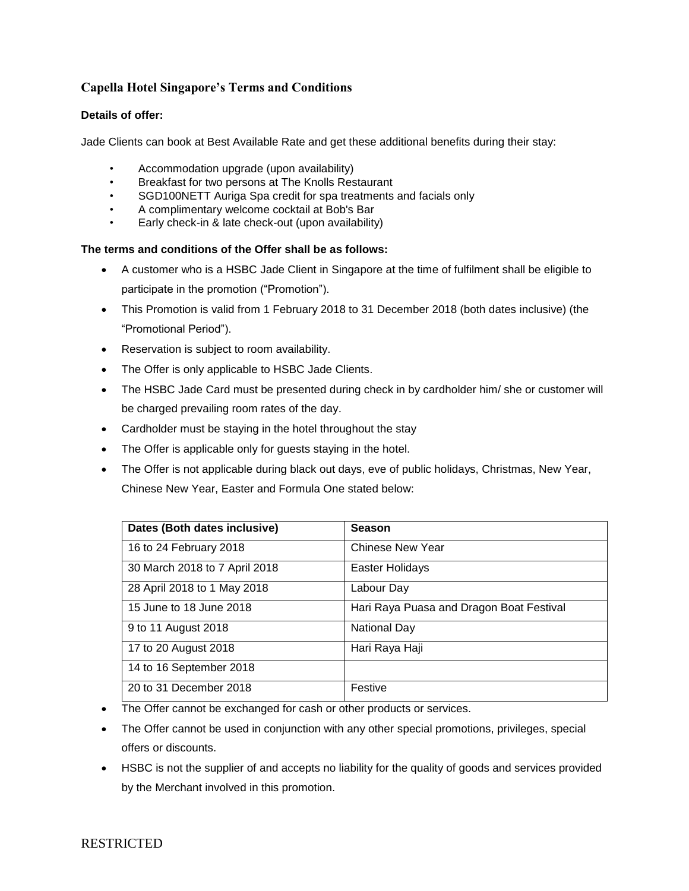### Capella Hotel Singapore's Terms and Conditions

**Details of offer:**

Jade Clients can book at Best Available Rate and get these additional benefits during their stay:

- Accommodation upgrade (upon availability)
- Breakfast for two persons at The Knolls Restaurant
- SGD100NETT Auriga Spa credit for spa treatments and facials only
- A complimentary welcome cocktail at Bob's Bar
- Early check-in & late check-out (upon availability)

**The terms and conditions of the Offer shall be as follows:**

- A customer who is a HSBC Jade Client in Singapore at the time of fulfilment shall be eligible to participate in the promotion ("Promotion").
- This Promotion is valid from 1 February 2018 to 31 December 2018 (both dates inclusive) (the "Promotional Period").
- Reservation is subject to room availability.
- The Offer is only applicable to HSBC Jade Clients.
- The HSBC Jade Card must be presented during check in by cardholder him/ she or customer will be charged prevailing room rates of the day.
- Cardholder must be staying in the hotel throughout the stay
- The Offer is applicable only for guests staying in the hotel.
- The Offer is not applicable during black out days, eve of public holidays, Christmas, New Year, Chinese New Year, Easter and Formula One stated below:

| Dates (Both dates inclusive) | Season |
|---|---|
| 16 to 24 February 2018 | Chinese New Year |
| 30 March 2018 to 7 April 2018 | Easter Holidays |
| 28 April 2018 to 1 May 2018 | Labour Day |
| 15 June to 18 June 2018 | Hari Raya Puasa and Dragon Boat Festival |
| 9 to 11 August 2018 | National Day |
| 17 to 20 August 2018 | Hari Raya Haji |
| 14 to 16 September 2018 | |
| 20 to 31 December 2018 | Festive |

- The Offer cannot be exchanged for cash or other products or services.
- The Offer cannot be used in conjunction with any other special promotions, privileges, special offers or discounts.
- HSBC is not the supplier of and accepts no liability for the quality of goods and services provided by the Merchant involved in this promotion.

RESTRICTED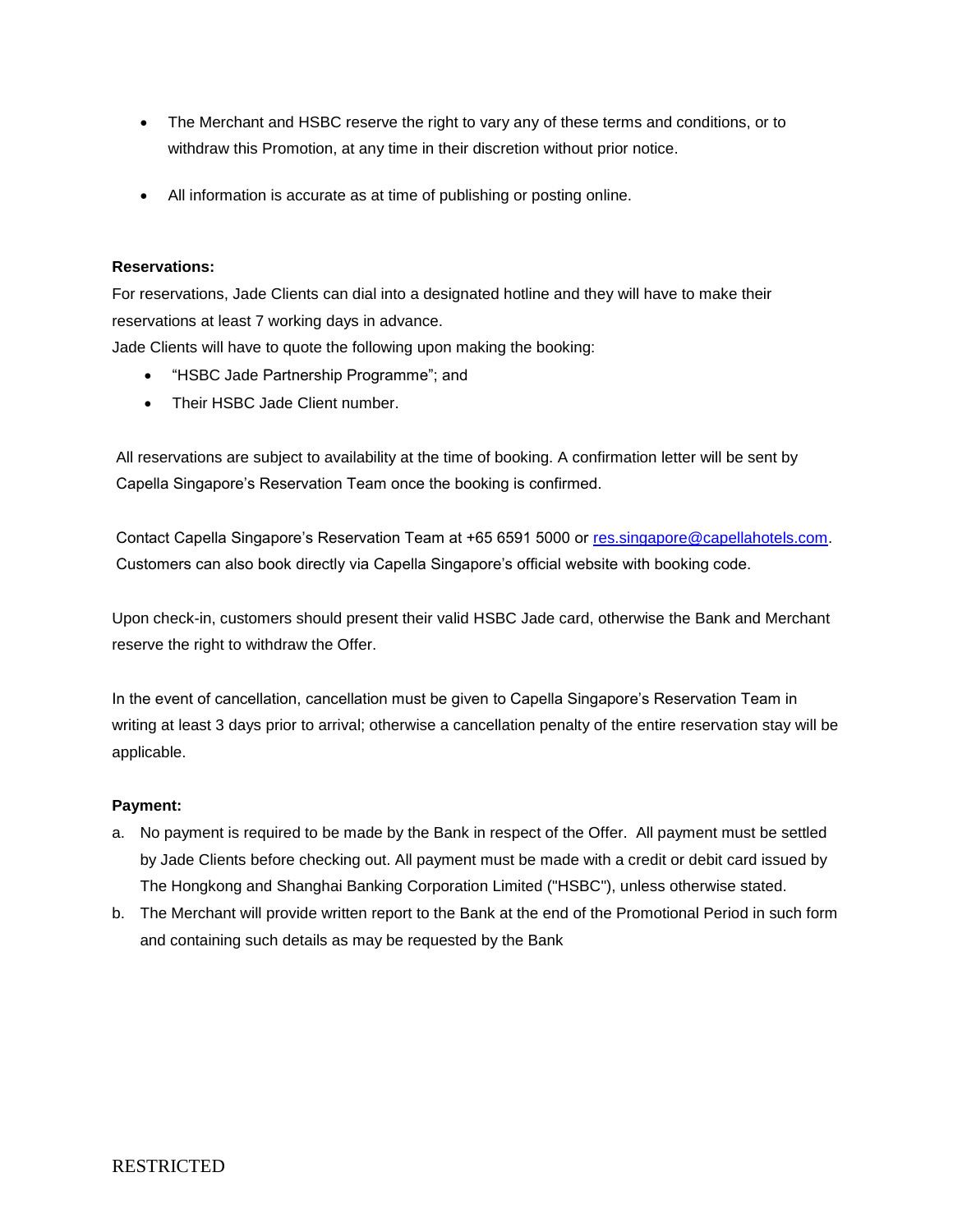- The Merchant and HSBC reserve the right to vary any of these terms and conditions, or to withdraw this Promotion, at any time in their discretion without prior notice.

- All information is accurate as at time of publishing or posting online.

**Reservations:**

For reservations, Jade Clients can dial into a designated hotline and they will have to make their reservations at least 7 working days in advance.

Jade Clients will have to quote the following upon making the booking:

- "HSBC Jade Partnership Programme"; and
- Their HSBC Jade Client number.

All reservations are subject to availability at the time of booking. A confirmation letter will be sent by Capella Singapore's Reservation Team once the booking is confirmed.

Contact Capella Singapore's Reservation Team at +65 6591 5000 or res.singapore@capellahotels.com. Customers can also book directly via Capella Singapore's official website with booking code.

Upon check-in, customers should present their valid HSBC Jade card, otherwise the Bank and Merchant reserve the right to withdraw the Offer.

In the event of cancellation, cancellation must be given to Capella Singapore's Reservation Team in writing at least 3 days prior to arrival; otherwise a cancellation penalty of the entire reservation stay will be applicable.

**Payment:**

a. No payment is required to be made by the Bank in respect of the Offer. All payment must be settled by Jade Clients before checking out. All payment must be made with a credit or debit card issued by The Hongkong and Shanghai Banking Corporation Limited ("HSBC"), unless otherwise stated.

b. The Merchant will provide written report to the Bank at the end of the Promotional Period in such form and containing such details as may be requested by the Bank

RESTRICTED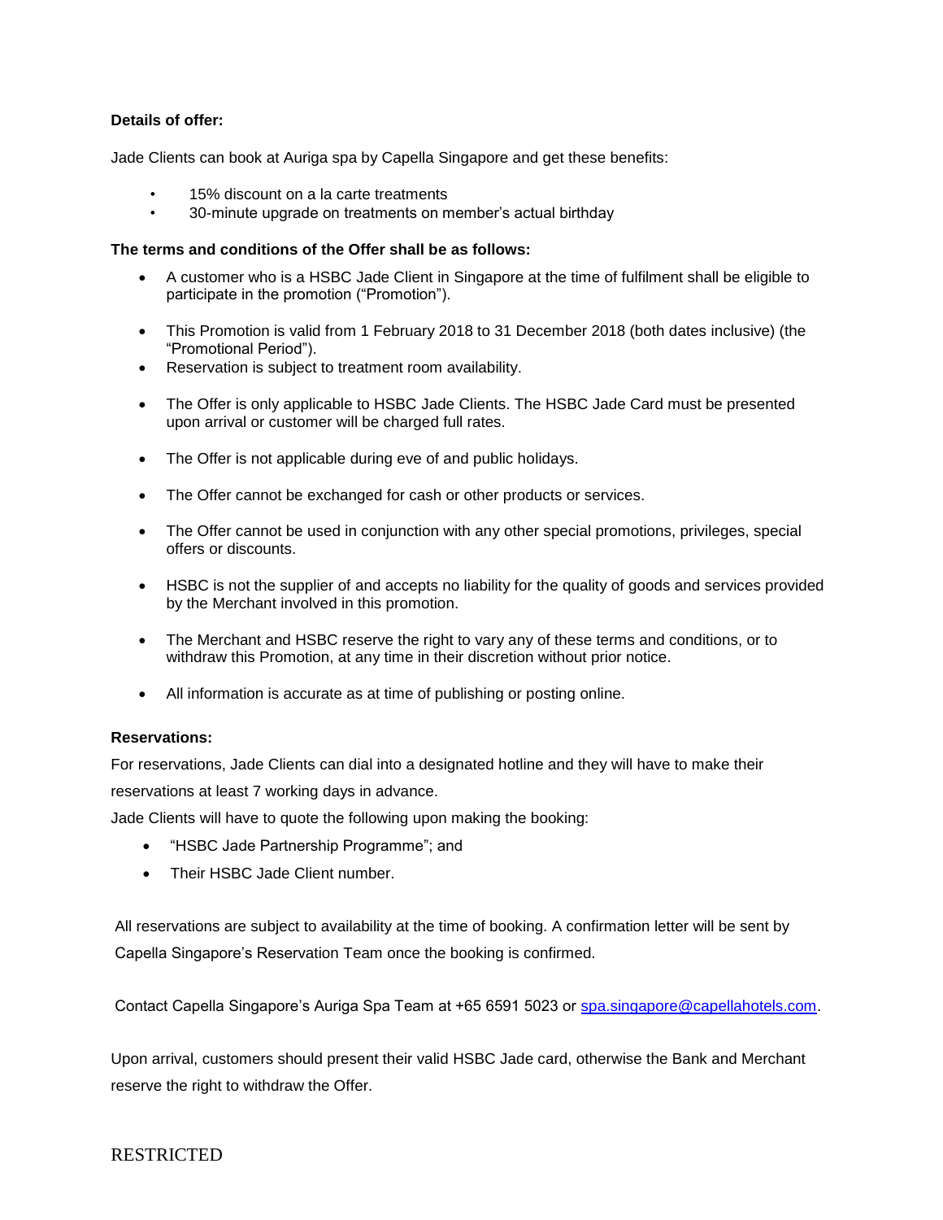**Details of offer:**

Jade Clients can book at Auriga spa by Capella Singapore and get these benefits:

- 15% discount on a la carte treatments
- 30-minute upgrade on treatments on member's actual birthday

**The terms and conditions of the Offer shall be as follows:**

- A customer who is a HSBC Jade Client in Singapore at the time of fulfilment shall be eligible to participate in the promotion ("Promotion").
- This Promotion is valid from 1 February 2018 to 31 December 2018 (both dates inclusive) (the "Promotional Period").
- Reservation is subject to treatment room availability.
- The Offer is only applicable to HSBC Jade Clients. The HSBC Jade Card must be presented upon arrival or customer will be charged full rates.
- The Offer is not applicable during eve of and public holidays.
- The Offer cannot be exchanged for cash or other products or services.
- The Offer cannot be used in conjunction with any other special promotions, privileges, special offers or discounts.
- HSBC is not the supplier of and accepts no liability for the quality of goods and services provided by the Merchant involved in this promotion.
- The Merchant and HSBC reserve the right to vary any of these terms and conditions, or to withdraw this Promotion, at any time in their discretion without prior notice.
- All information is accurate as at time of publishing or posting online.

**Reservations:**

For reservations, Jade Clients can dial into a designated hotline and they will have to make their reservations at least 7 working days in advance.

Jade Clients will have to quote the following upon making the booking:

- "HSBC Jade Partnership Programme"; and
- Their HSBC Jade Client number.

All reservations are subject to availability at the time of booking. A confirmation letter will be sent by Capella Singapore's Reservation Team once the booking is confirmed.

Contact Capella Singapore's Auriga Spa Team at +65 6591 5023 or spa.singapore@capellahotels.com.

Upon arrival, customers should present their valid HSBC Jade card, otherwise the Bank and Merchant reserve the right to withdraw the Offer.

RESTRICTED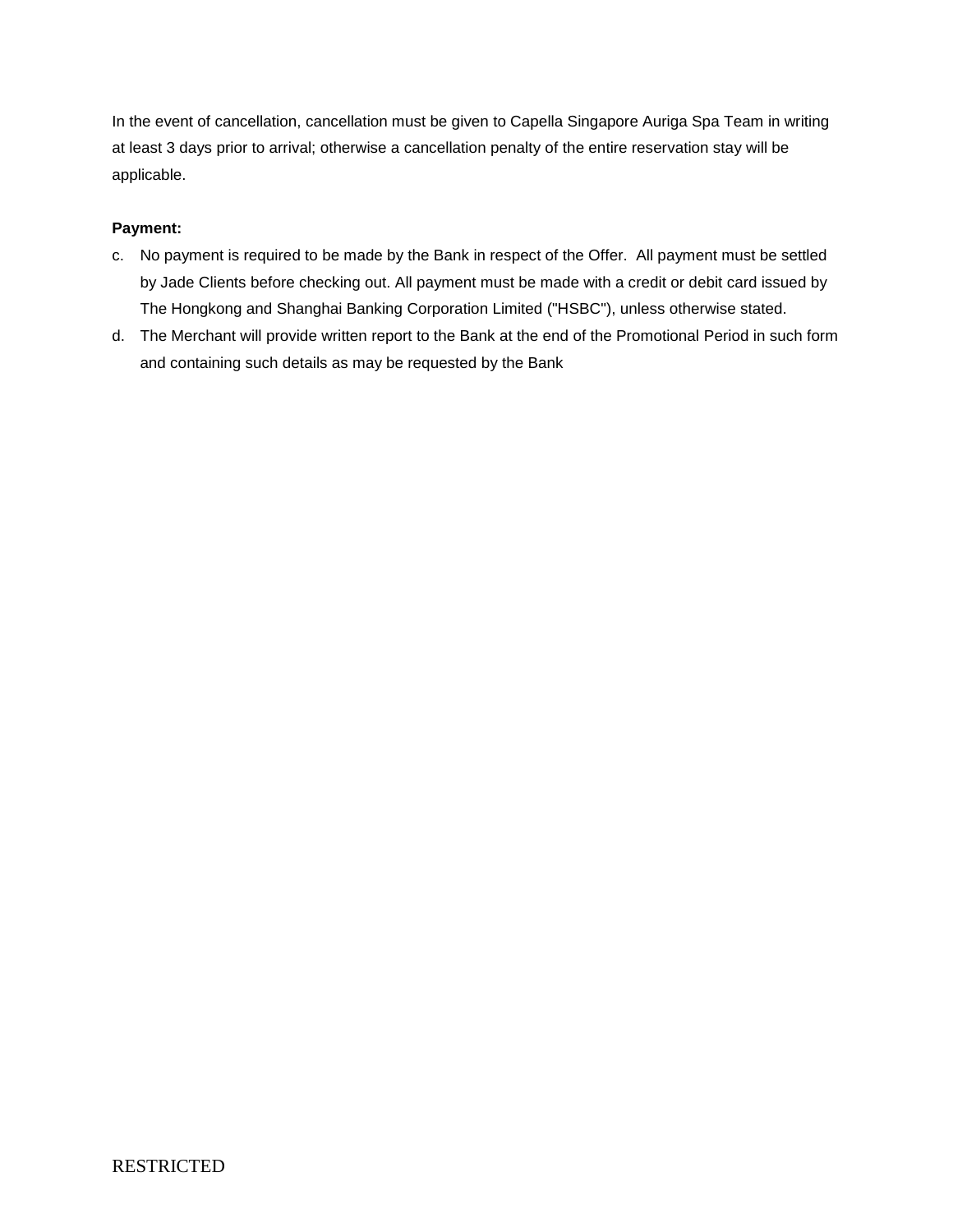In the event of cancellation, cancellation must be given to Capella Singapore Auriga Spa Team in writing at least 3 days prior to arrival; otherwise a cancellation penalty of the entire reservation stay will be applicable.

**Payment:**

c. No payment is required to be made by the Bank in respect of the Offer. All payment must be settled by Jade Clients before checking out. All payment must be made with a credit or debit card issued by The Hongkong and Shanghai Banking Corporation Limited ("HSBC"), unless otherwise stated.

d. The Merchant will provide written report to the Bank at the end of the Promotional Period in such form and containing such details as may be requested by the Bank

RESTRICTED